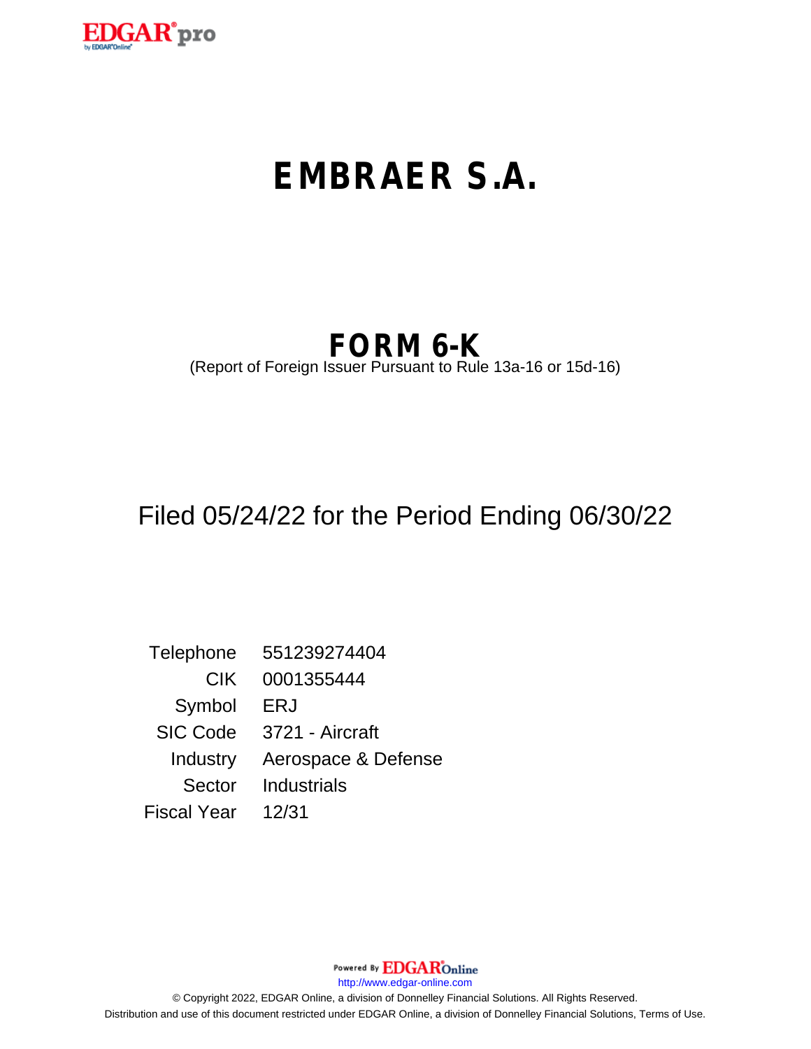# EMBRAER S.A.

## FORM 6-K

(Report of Foreign Issuer Pursuant to Rule 13a-16 or 15d-16)

Filed 05/24/22 for the Period Ending 06/30/22

| | |
|---|---|
| Telephone | 551239274404 |
| CIK | 0001355444 |
| Symbol | ERJ |
| SIC Code | 3721 - Aircraft |
| Industry | Aerospace & Defense |
| Sector | Industrials |
| Fiscal Year | 12/31 |

Powered By EDGAR Online

http://www.edgar-online.com

© Copyright 2022, EDGAR Online, a division of Donnelley Financial Solutions. All Rights Reserved.
Distribution and use of this document restricted under EDGAR Online, a division of Donnelley Financial Solutions, Terms of Use.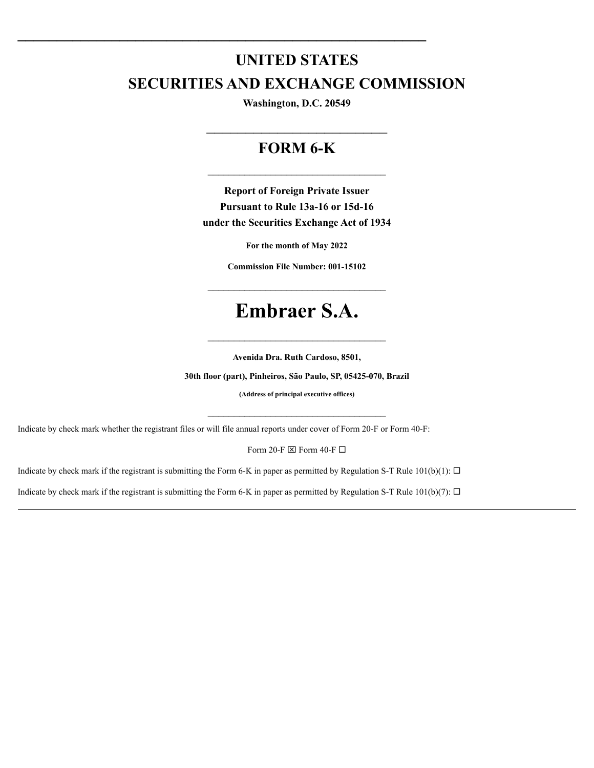# UNITED STATES
# SECURITIES AND EXCHANGE COMMISSION

**Washington, D.C. 20549**

---

## FORM 6-K

---

**Report of Foreign Private Issuer**
**Pursuant to Rule 13a-16 or 15d-16**
**under the Securities Exchange Act of 1934**

**For the month of May 2022**

**Commission File Number: 001-15102**

---

# Embraer S.A.

---

**Avenida Dra. Ruth Cardoso, 8501,**

**30th floor (part), Pinheiros, São Paulo, SP, 05425-070, Brazil**

**(Address of principal executive offices)**

---

Indicate by check mark whether the registrant files or will file annual reports under cover of Form 20-F or Form 40-F:

Form 20-F ☒ Form 40-F ☐

Indicate by check mark if the registrant is submitting the Form 6-K in paper as permitted by Regulation S-T Rule 101(b)(1): ☐

Indicate by check mark if the registrant is submitting the Form 6-K in paper as permitted by Regulation S-T Rule 101(b)(7): ☐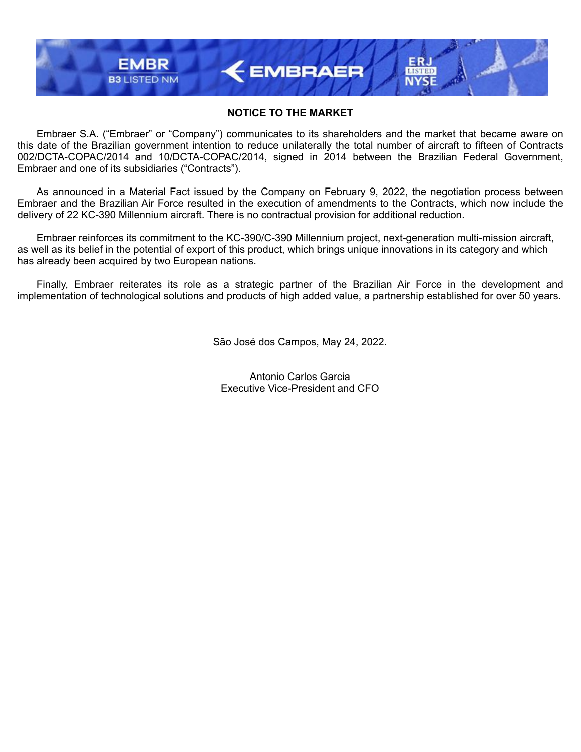**NOTICE TO THE MARKET**

Embraer S.A. ("Embraer" or "Company") communicates to its shareholders and the market that became aware on this date of the Brazilian government intention to reduce unilaterally the total number of aircraft to fifteen of Contracts 002/DCTA-COPAC/2014 and 10/DCTA-COPAC/2014, signed in 2014 between the Brazilian Federal Government, Embraer and one of its subsidiaries ("Contracts").

As announced in a Material Fact issued by the Company on February 9, 2022, the negotiation process between Embraer and the Brazilian Air Force resulted in the execution of amendments to the Contracts, which now include the delivery of 22 KC-390 Millennium aircraft. There is no contractual provision for additional reduction.

Embraer reinforces its commitment to the KC-390/C-390 Millennium project, next-generation multi-mission aircraft, as well as its belief in the potential of export of this product, which brings unique innovations in its category and which has already been acquired by two European nations.

Finally, Embraer reiterates its role as a strategic partner of the Brazilian Air Force in the development and implementation of technological solutions and products of high added value, a partnership established for over 50 years.

São José dos Campos, May 24, 2022.

Antonio Carlos Garcia
Executive Vice-President and CFO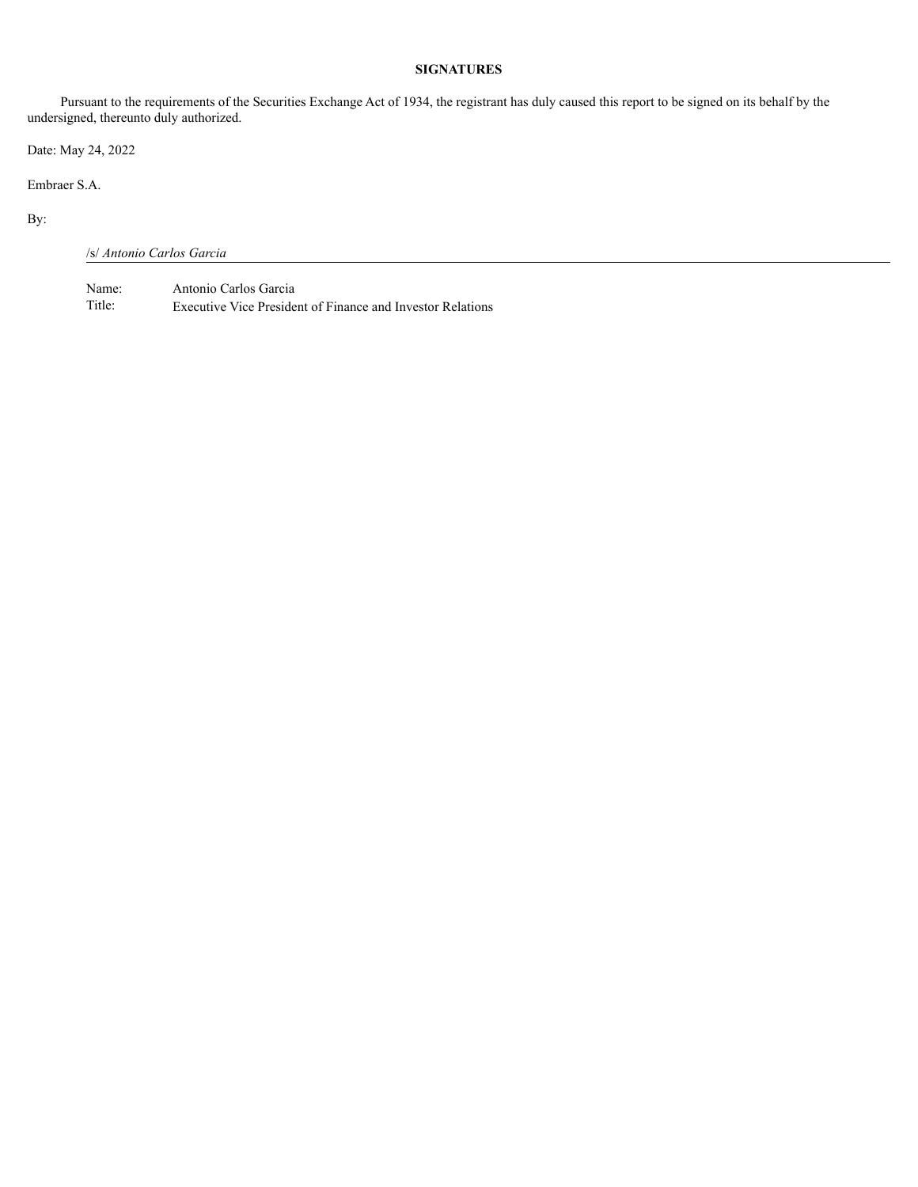**SIGNATURES**

Pursuant to the requirements of the Securities Exchange Act of 1934, the registrant has duly caused this report to be signed on its behalf by the undersigned, thereunto duly authorized.

Date: May 24, 2022

Embraer S.A.

By:

/s/ *Antonio Carlos Garcia*

Name: Antonio Carlos Garcia
Title: Executive Vice President of Finance and Investor Relations